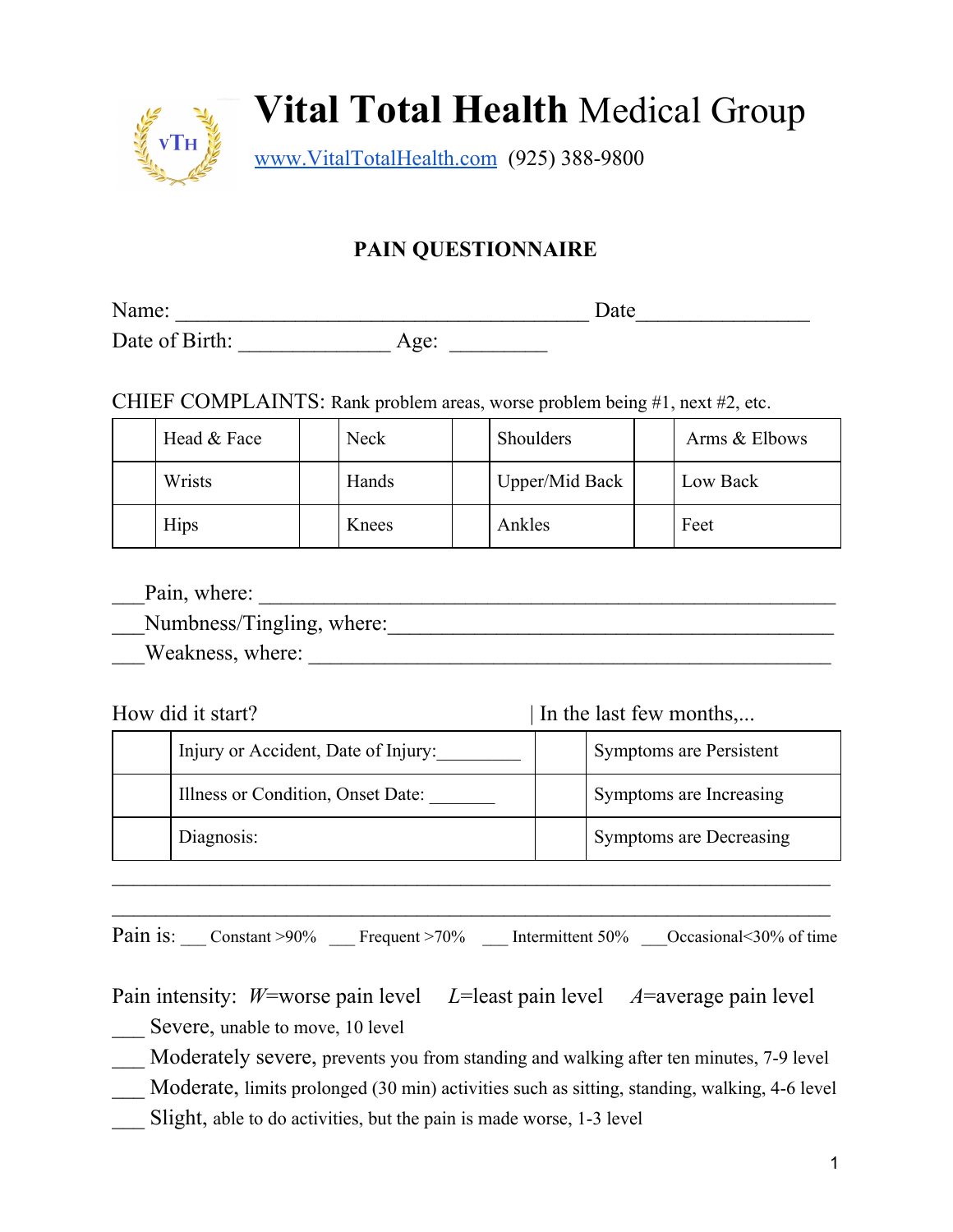# **Vital Total Health** Medical Group

www.VitalTotalHealth.com (925) 388-9800

## PAIN QUESTIONNAIRE

Name: ______________________________________ Date_______________

Date of Birth: ______________ Age: _________

CHIEF COMPLAINTS: Rank problem areas, worse problem being #1, next #2, etc.

| | Head & Face | | Neck | | Shoulders | | Arms & Elbows |
|---|---|---|---|---|---|---|---|
| | Wrists | | Hands | | Upper/Mid Back | | Low Back |
| | Hips | | Knees | | Ankles | | Feet |

___Pain, where: ____________________________________________________

___Numbness/Tingling, where:__________________________________________

___Weakness, where: ________________________________________________

| How did it start? | | In the last few months,... | |
|---|---|---|---|
| | Injury or Accident, Date of Injury:_________ | | Symptoms are Persistent |
| | Illness or Condition, Onset Date: _______ | | Symptoms are Increasing |
| | Diagnosis: | | Symptoms are Decreasing |

_____________________________________________________________________

_____________________________________________________________________

Pain is: ___ Constant >90% ___ Frequent >70% ___ Intermittent 50% ___Occasional<30% of time

Pain intensity: *W*=worse pain level *L*=least pain level *A*=average pain level

___ Severe, unable to move, 10 level

___ Moderately severe, prevents you from standing and walking after ten minutes, 7-9 level

___ Moderate, limits prolonged (30 min) activities such as sitting, standing, walking, 4-6 level

___ Slight, able to do activities, but the pain is made worse, 1-3 level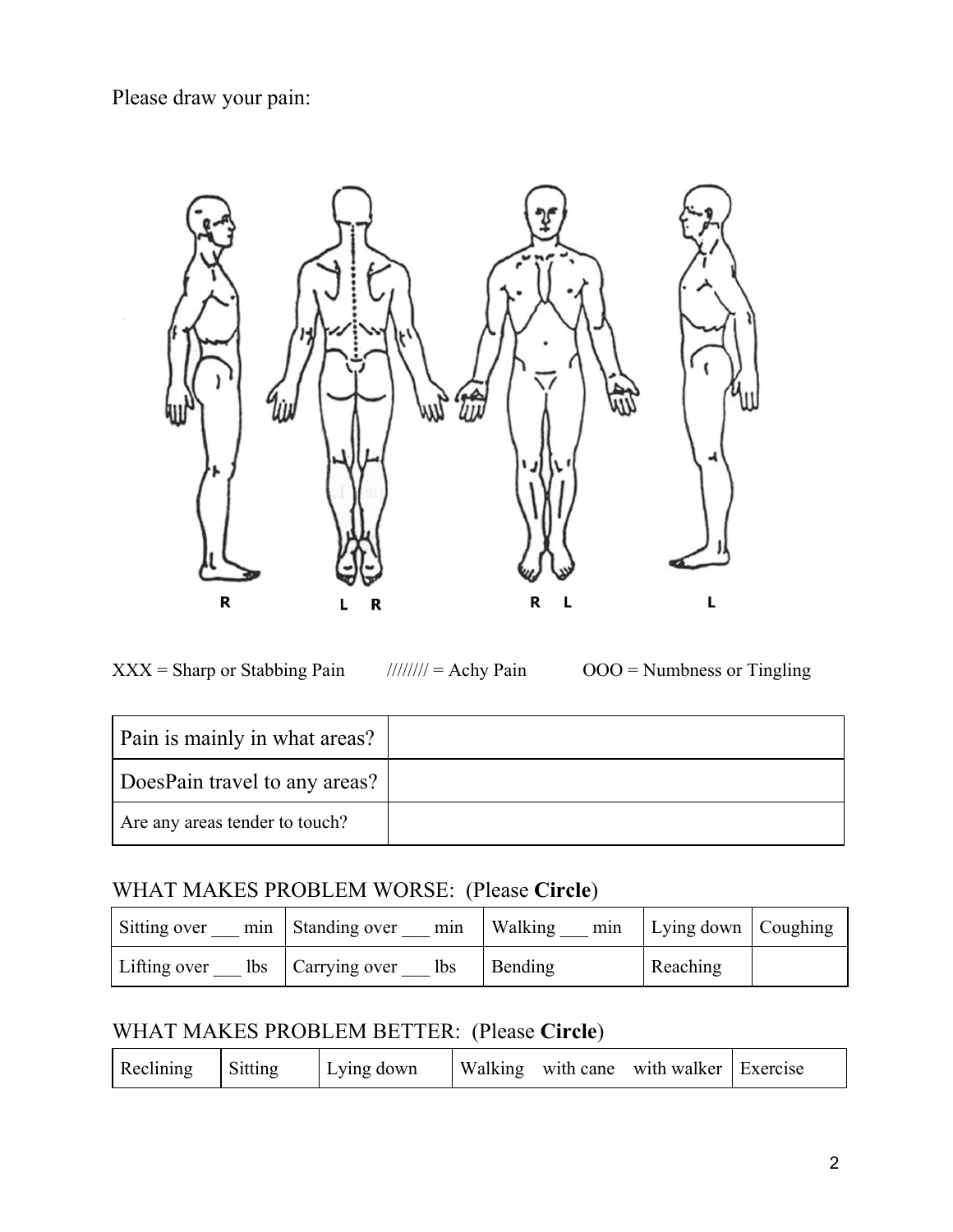Please draw your pain:

R L R R L L

XXX = Sharp or Stabbing Pain //////// = Achy Pain OOO = Numbness or Tingling

| Pain is mainly in what areas? | |
|---|---|
| DoesPain travel to any areas? | |
| Are any areas tender to touch? | |

## WHAT MAKES PROBLEM WORSE: (Please **Circle**)

| Sitting over ___ min | Standing over ___ min | Walking ___ min | Lying down | Coughing |
|---|---|---|---|---|
| Lifting over ___ lbs | Carrying over ___ lbs | Bending | Reaching | |

## WHAT MAKES PROBLEM BETTER: (Please **Circle**)

| Reclining | Sitting | Lying down | Walking with cane with walker | Exercise |
|---|---|---|---|---|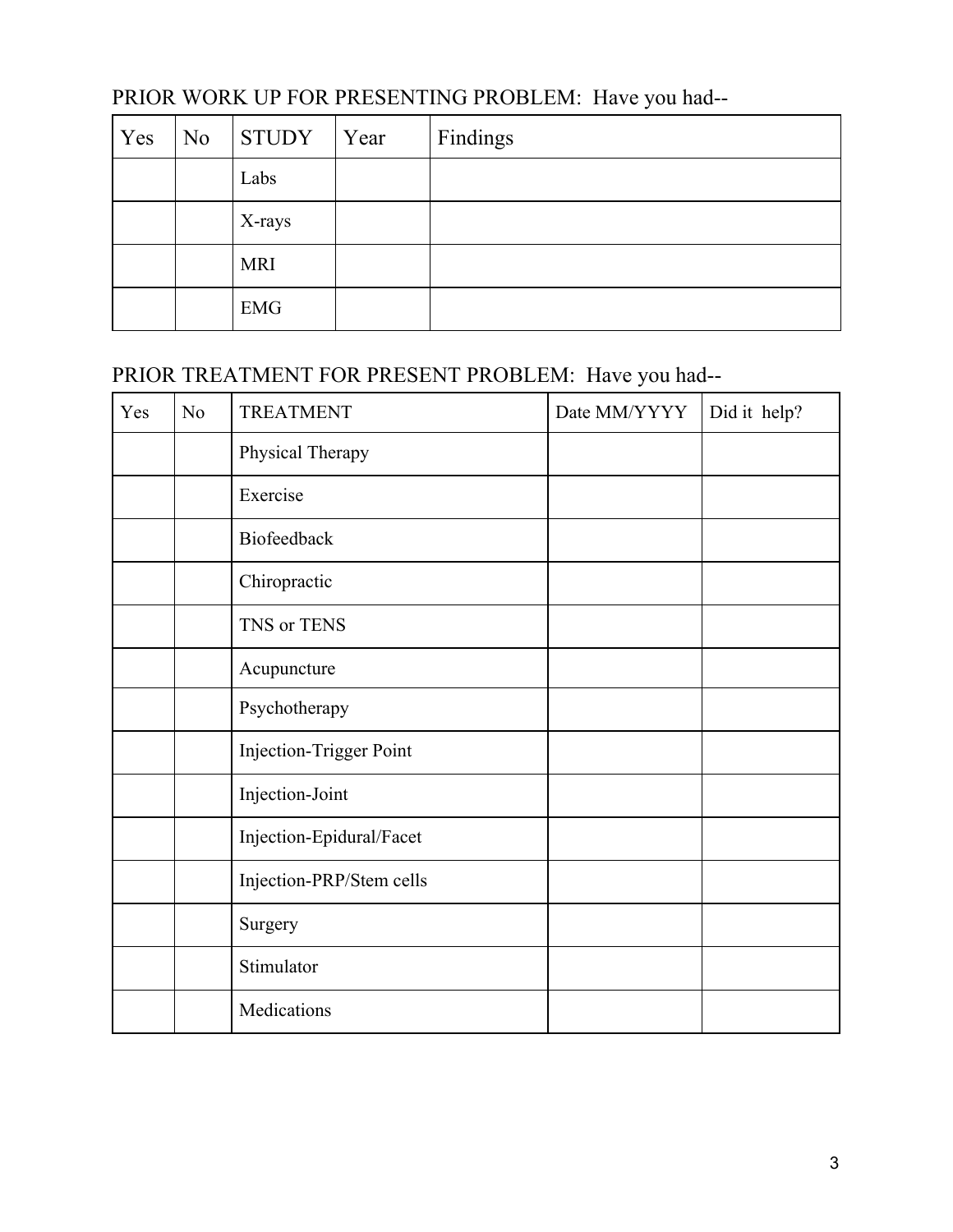## PRIOR WORK UP FOR PRESENTING PROBLEM: Have you had--

| Yes | No | STUDY | Year | Findings |
|---|---|---|---|---|
| | | Labs | | |
| | | X-rays | | |
| | | MRI | | |
| | | EMG | | |

## PRIOR TREATMENT FOR PRESENT PROBLEM: Have you had--

| Yes | No | TREATMENT | Date MM/YYYY | Did it help? |
|---|---|---|---|---|
| | | Physical Therapy | | |
| | | Exercise | | |
| | | Biofeedback | | |
| | | Chiropractic | | |
| | | TNS or TENS | | |
| | | Acupuncture | | |
| | | Psychotherapy | | |
| | | Injection-Trigger Point | | |
| | | Injection-Joint | | |
| | | Injection-Epidural/Facet | | |
| | | Injection-PRP/Stem cells | | |
| | | Surgery | | |
| | | Stimulator | | |
| | | Medications | | |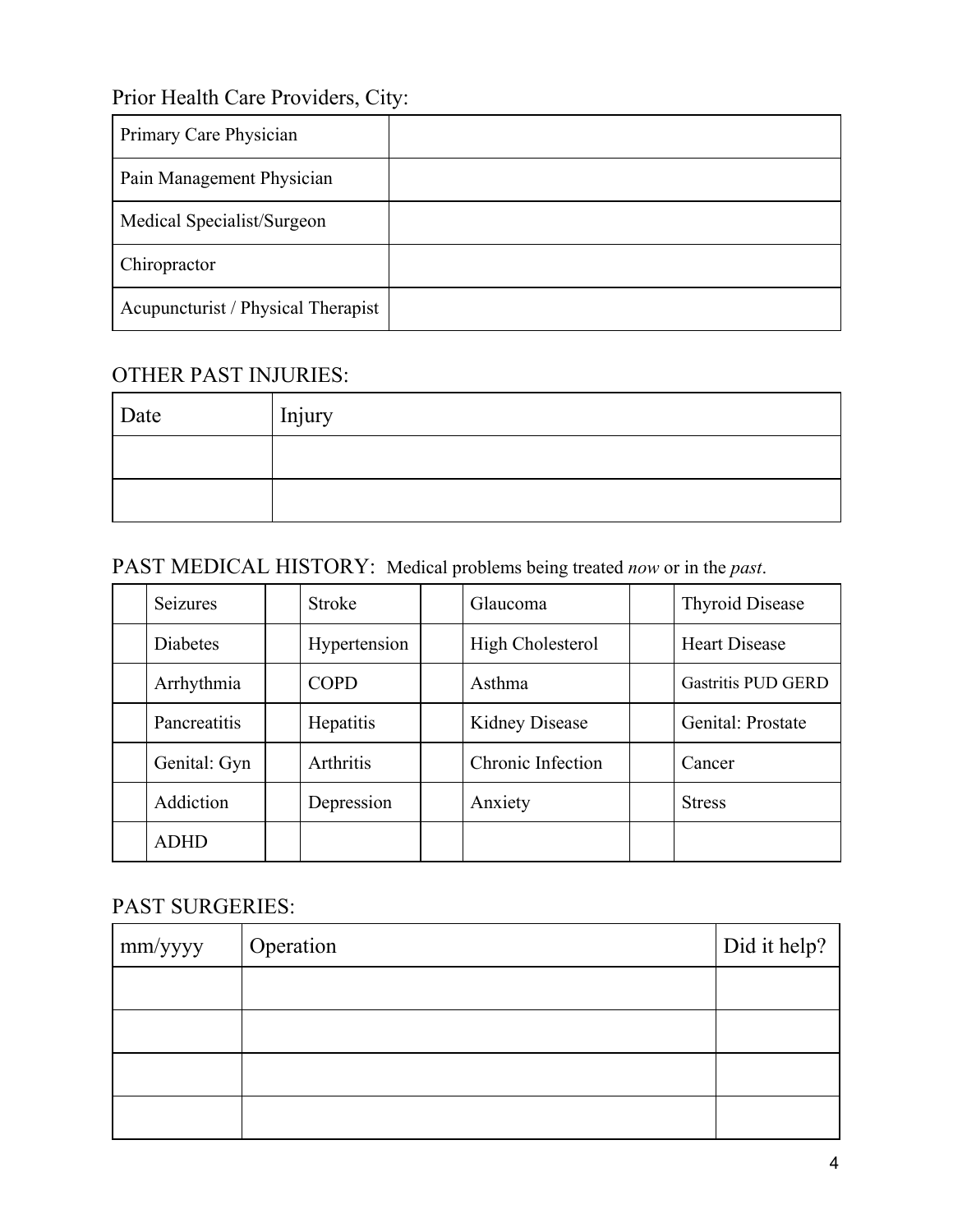Prior Health Care Providers, City:

| | |
|---|---|
| Primary Care Physician | |
| Pain Management Physician | |
| Medical Specialist/Surgeon | |
| Chiropractor | |
| Acupuncturist / Physical Therapist | |

## OTHER PAST INJURIES:

| Date | Injury |
|---|---|
| | |
| | |

## PAST MEDICAL HISTORY: Medical problems being treated *now* or in the *past*.

| | | | | | | | |
|---|---|---|---|---|---|---|---|
| | Seizures | | Stroke | | Glaucoma | | Thyroid Disease |
| | Diabetes | | Hypertension | | High Cholesterol | | Heart Disease |
| | Arrhythmia | | COPD | | Asthma | | Gastritis PUD GERD |
| | Pancreatitis | | Hepatitis | | Kidney Disease | | Genital: Prostate |
| | Genital: Gyn | | Arthritis | | Chronic Infection | | Cancer |
| | Addiction | | Depression | | Anxiety | | Stress |
| | ADHD | | | | | | |

## PAST SURGERIES:

| mm/yyyy | Operation | Did it help? |
|---|---|---|
| | | |
| | | |
| | | |
| | | |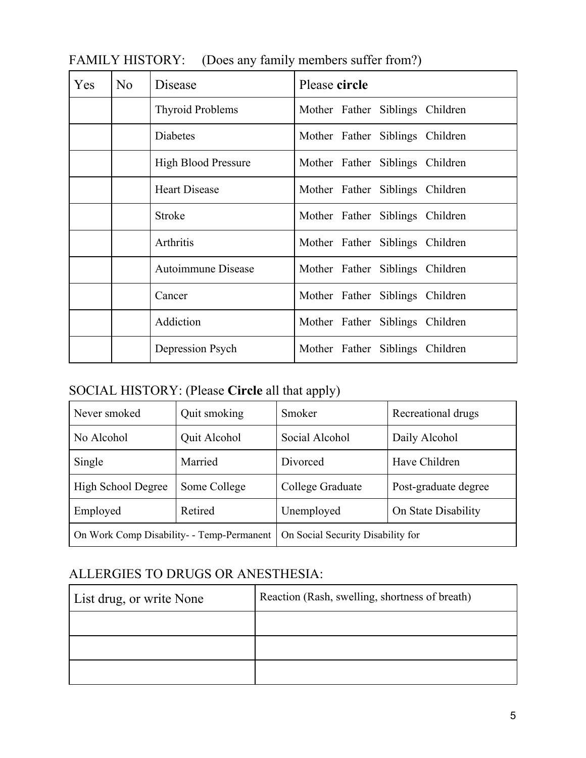## FAMILY HISTORY: (Does any family members suffer from?)

| Yes | No | Disease | Please **circle** |
|---|---|---|---|
| | | Thyroid Problems | Mother Father Siblings Children |
| | | Diabetes | Mother Father Siblings Children |
| | | High Blood Pressure | Mother Father Siblings Children |
| | | Heart Disease | Mother Father Siblings Children |
| | | Stroke | Mother Father Siblings Children |
| | | Arthritis | Mother Father Siblings Children |
| | | Autoimmune Disease | Mother Father Siblings Children |
| | | Cancer | Mother Father Siblings Children |
| | | Addiction | Mother Father Siblings Children |
| | | Depression Psych | Mother Father Siblings Children |

## SOCIAL HISTORY: (Please **Circle** all that apply)

| | | | |
|---|---|---|---|
| Never smoked | Quit smoking | Smoker | Recreational drugs |
| No Alcohol | Quit Alcohol | Social Alcohol | Daily Alcohol |
| Single | Married | Divorced | Have Children |
| High School Degree | Some College | College Graduate | Post-graduate degree |
| Employed | Retired | Unemployed | On State Disability |
| On Work Comp Disability- - Temp-Permanent | | On Social Security Disability for | |

## ALLERGIES TO DRUGS OR ANESTHESIA:

| List drug, or write None | Reaction (Rash, swelling, shortness of breath) |
|---|---|
| | |
| | |
| | |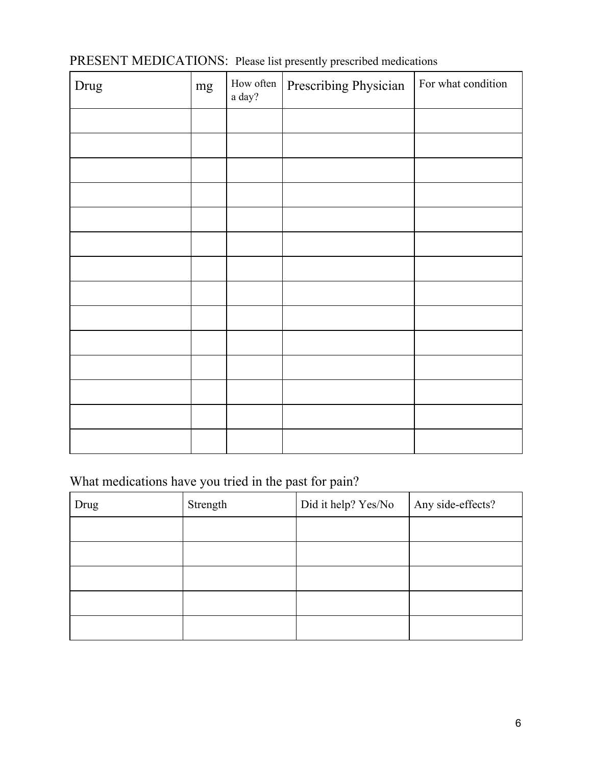PRESENT MEDICATIONS: Please list presently prescribed medications

| Drug | mg | How often a day? | Prescribing Physician | For what condition |
|---|---|---|---|---|
| | | | | |
| | | | | |
| | | | | |
| | | | | |
| | | | | |
| | | | | |
| | | | | |
| | | | | |
| | | | | |
| | | | | |
| | | | | |
| | | | | |
| | | | | |
| | | | | |

What medications have you tried in the past for pain?

| Drug | Strength | Did it help? Yes/No | Any side-effects? |
|---|---|---|---|
| | | | |
| | | | |
| | | | |
| | | | |
| | | | |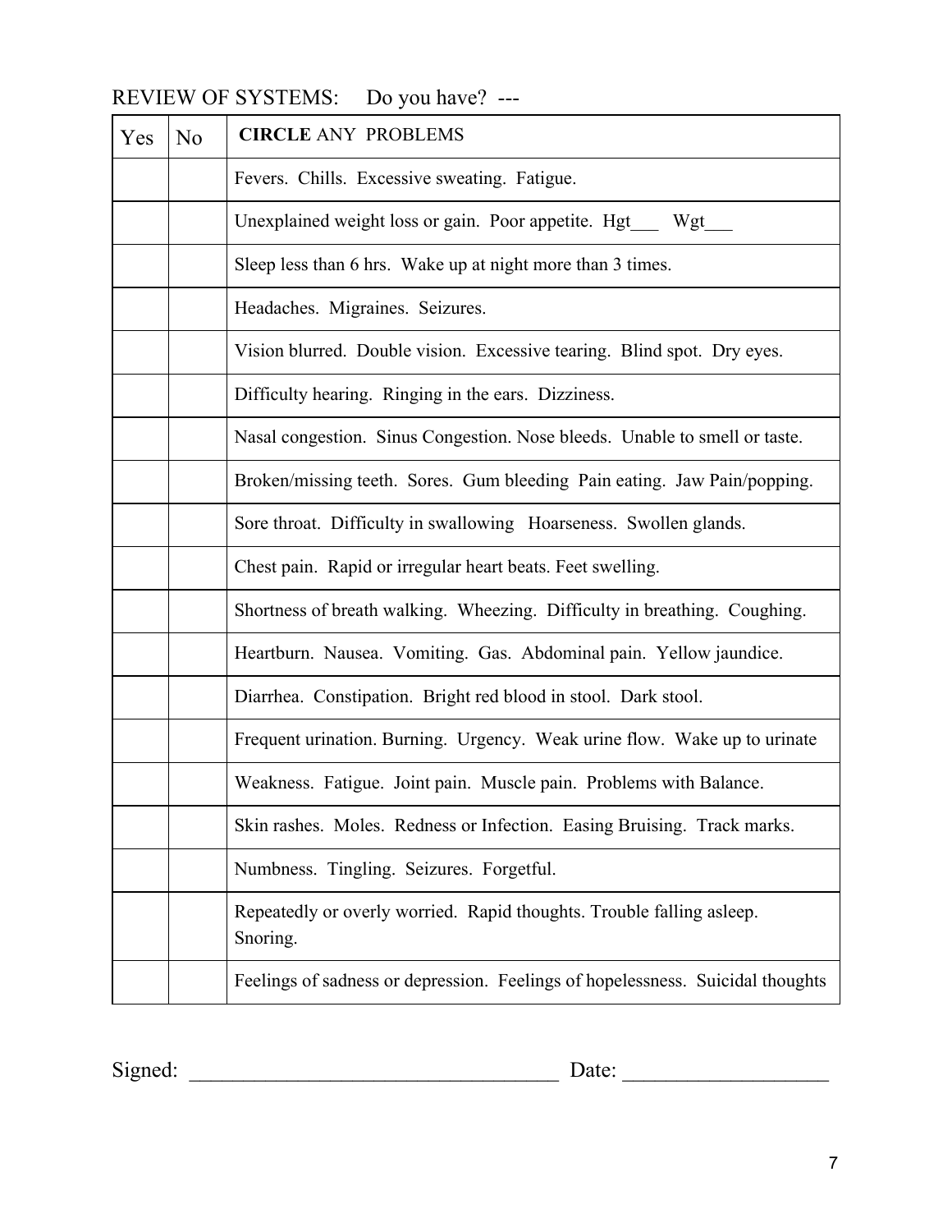REVIEW OF SYSTEMS: Do you have? ---

| Yes | No | **CIRCLE** ANY PROBLEMS |
|---|---|---|
| | | Fevers. Chills. Excessive sweating. Fatigue. |
| | | Unexplained weight loss or gain. Poor appetite. Hgt___ Wgt___ |
| | | Sleep less than 6 hrs. Wake up at night more than 3 times. |
| | | Headaches. Migraines. Seizures. |
| | | Vision blurred. Double vision. Excessive tearing. Blind spot. Dry eyes. |
| | | Difficulty hearing. Ringing in the ears. Dizziness. |
| | | Nasal congestion. Sinus Congestion. Nose bleeds. Unable to smell or taste. |
| | | Broken/missing teeth. Sores. Gum bleeding Pain eating. Jaw Pain/popping. |
| | | Sore throat. Difficulty in swallowing Hoarseness. Swollen glands. |
| | | Chest pain. Rapid or irregular heart beats. Feet swelling. |
| | | Shortness of breath walking. Wheezing. Difficulty in breathing. Coughing. |
| | | Heartburn. Nausea. Vomiting. Gas. Abdominal pain. Yellow jaundice. |
| | | Diarrhea. Constipation. Bright red blood in stool. Dark stool. |
| | | Frequent urination. Burning. Urgency. Weak urine flow. Wake up to urinate |
| | | Weakness. Fatigue. Joint pain. Muscle pain. Problems with Balance. |
| | | Skin rashes. Moles. Redness or Infection. Easing Bruising. Track marks. |
| | | Numbness. Tingling. Seizures. Forgetful. |
| | | Repeatedly or overly worried. Rapid thoughts. Trouble falling asleep. Snoring. |
| | | Feelings of sadness or depression. Feelings of hopelessness. Suicidal thoughts |

Signed: ___________________________________ Date: ___________________